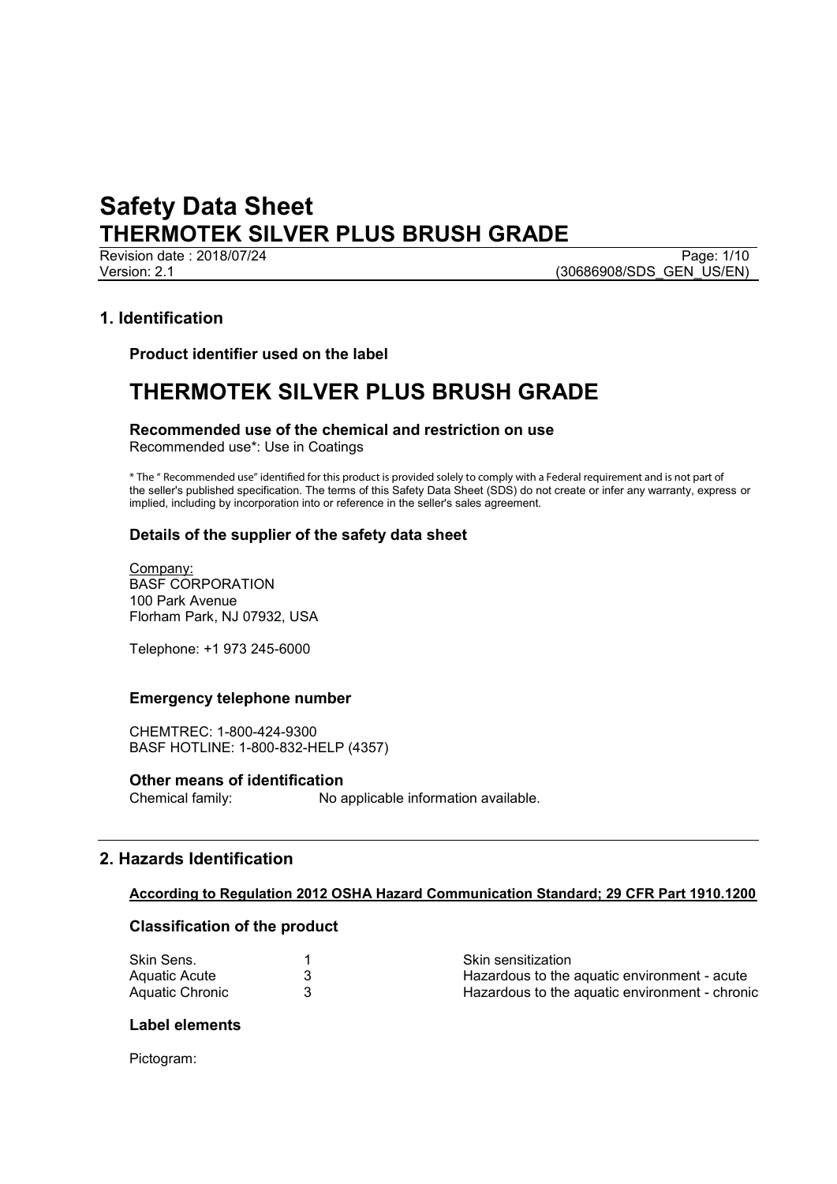# Safety Data Sheet
# THERMOTEK SILVER PLUS BRUSH GRADE

Revision date : 2018/07/24
Version: 2.1
(30686908/SDS_GEN_US/EN)

## 1. Identification

### Product identifier used on the label

# THERMOTEK SILVER PLUS BRUSH GRADE

### Recommended use of the chemical and restriction on use

Recommended use*: Use in Coatings

* The " Recommended use" identified for this product is provided solely to comply with a Federal requirement and is not part of the seller's published specification. The terms of this Safety Data Sheet (SDS) do not create or infer any warranty, express or implied, including by incorporation into or reference in the seller's sales agreement.

### Details of the supplier of the safety data sheet

Company:
BASF CORPORATION
100 Park Avenue
Florham Park, NJ 07932, USA

Telephone: +1 973 245-6000

### Emergency telephone number

CHEMTREC: 1-800-424-9300
BASF HOTLINE: 1-800-832-HELP (4357)

### Other means of identification

Chemical family: No applicable information available.

## 2. Hazards Identification

**According to Regulation 2012 OSHA Hazard Communication Standard; 29 CFR Part 1910.1200**

### Classification of the product

| | | |
|---|---|---|
| Skin Sens. | 1 | Skin sensitization |
| Aquatic Acute | 3 | Hazardous to the aquatic environment - acute |
| Aquatic Chronic | 3 | Hazardous to the aquatic environment - chronic |

### Label elements

Pictogram: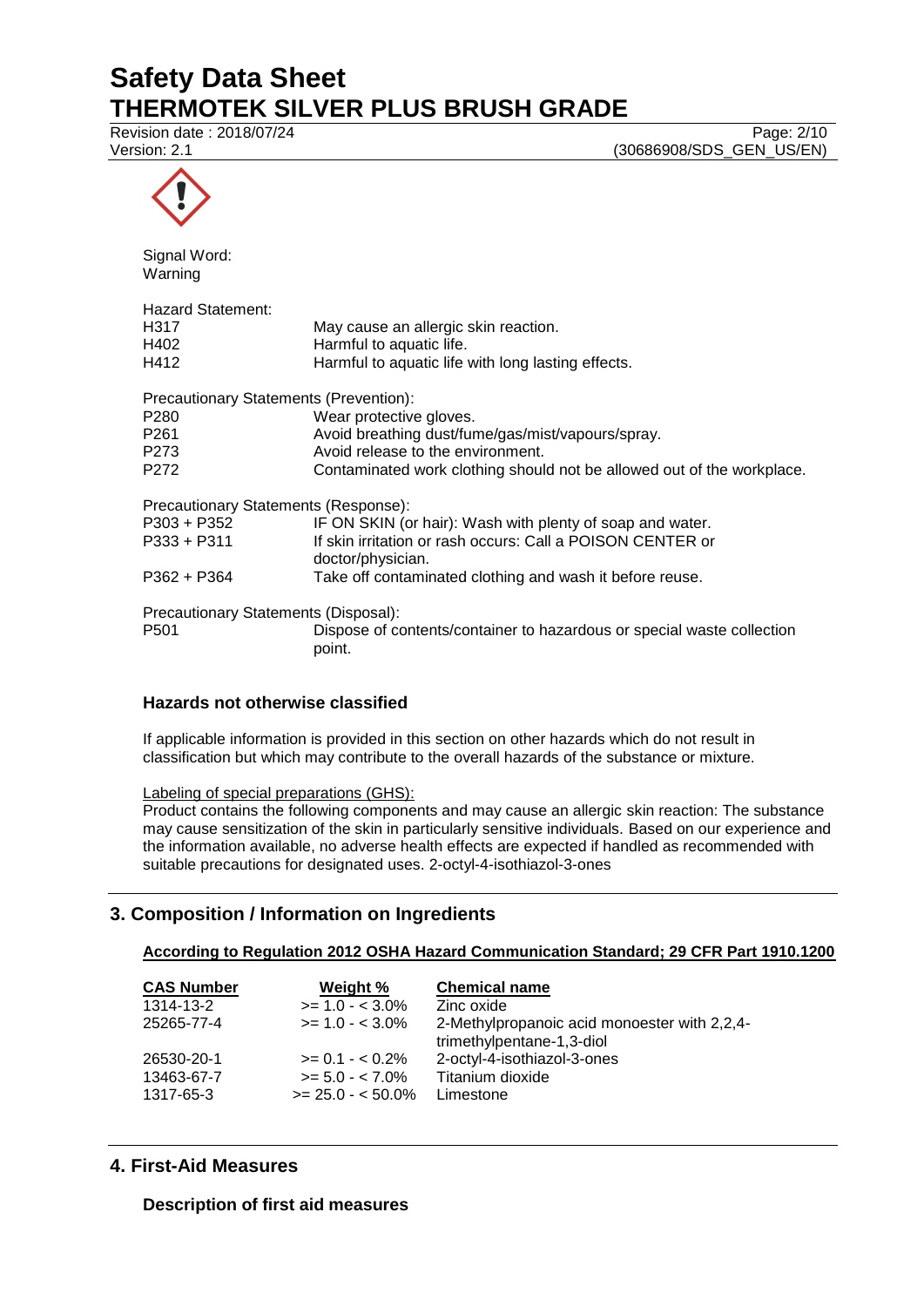Signal Word:
Warning

Hazard Statement:

| | |
|---|---|
| H317 | May cause an allergic skin reaction. |
| H402 | Harmful to aquatic life. |
| H412 | Harmful to aquatic life with long lasting effects. |

Precautionary Statements (Prevention):

| | |
|---|---|
| P280 | Wear protective gloves. |
| P261 | Avoid breathing dust/fume/gas/mist/vapours/spray. |
| P273 | Avoid release to the environment. |
| P272 | Contaminated work clothing should not be allowed out of the workplace. |

Precautionary Statements (Response):

| | |
|---|---|
| P303 + P352 | IF ON SKIN (or hair): Wash with plenty of soap and water. |
| P333 + P311 | If skin irritation or rash occurs: Call a POISON CENTER or doctor/physician. |
| P362 + P364 | Take off contaminated clothing and wash it before reuse. |

Precautionary Statements (Disposal):

| | |
|---|---|
| P501 | Dispose of contents/container to hazardous or special waste collection point. |

### Hazards not otherwise classified

If applicable information is provided in this section on other hazards which do not result in classification but which may contribute to the overall hazards of the substance or mixture.

Labeling of special preparations (GHS):
Product contains the following components and may cause an allergic skin reaction: The substance may cause sensitization of the skin in particularly sensitive individuals. Based on our experience and the information available, no adverse health effects are expected if handled as recommended with suitable precautions for designated uses. 2-octyl-4-isothiazol-3-ones

## 3. Composition / Information on Ingredients

**According to Regulation 2012 OSHA Hazard Communication Standard; 29 CFR Part 1910.1200**

| CAS Number | Weight % | Chemical name |
|---|---|---|
| 1314-13-2 | >= 1.0 - < 3.0% | Zinc oxide |
| 25265-77-4 | >= 1.0 - < 3.0% | 2-Methylpropanoic acid monoester with 2,2,4-trimethylpentane-1,3-diol |
| 26530-20-1 | >= 0.1 - < 0.2% | 2-octyl-4-isothiazol-3-ones |
| 13463-67-7 | >= 5.0 - < 7.0% | Titanium dioxide |
| 1317-65-3 | >= 25.0 - < 50.0% | Limestone |

## 4. First-Aid Measures

### Description of first aid measures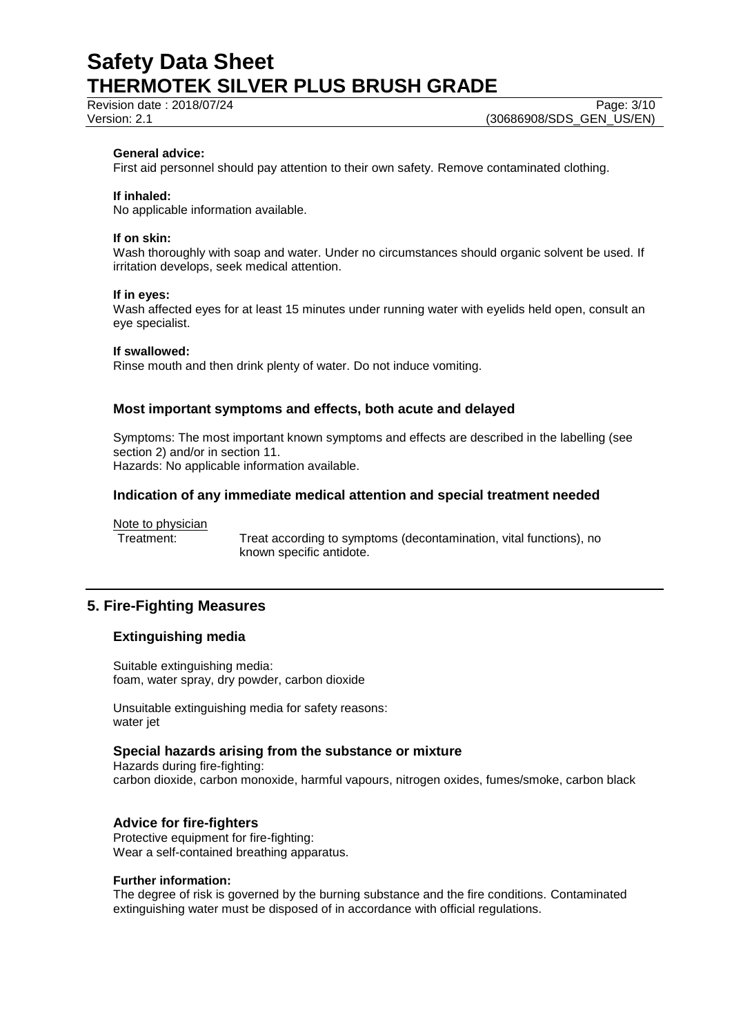**General advice:**
First aid personnel should pay attention to their own safety. Remove contaminated clothing.

**If inhaled:**
No applicable information available.

**If on skin:**
Wash thoroughly with soap and water. Under no circumstances should organic solvent be used. If irritation develops, seek medical attention.

**If in eyes:**
Wash affected eyes for at least 15 minutes under running water with eyelids held open, consult an eye specialist.

**If swallowed:**
Rinse mouth and then drink plenty of water. Do not induce vomiting.

### Most important symptoms and effects, both acute and delayed

Symptoms: The most important known symptoms and effects are described in the labelling (see section 2) and/or in section 11.
Hazards: No applicable information available.

### Indication of any immediate medical attention and special treatment needed

Note to physician

Treatment: Treat according to symptoms (decontamination, vital functions), no known specific antidote.

## 5. Fire-Fighting Measures

### Extinguishing media

Suitable extinguishing media:
foam, water spray, dry powder, carbon dioxide

Unsuitable extinguishing media for safety reasons:
water jet

### Special hazards arising from the substance or mixture

Hazards during fire-fighting:
carbon dioxide, carbon monoxide, harmful vapours, nitrogen oxides, fumes/smoke, carbon black

### Advice for fire-fighters

Protective equipment for fire-fighting:
Wear a self-contained breathing apparatus.

**Further information:**
The degree of risk is governed by the burning substance and the fire conditions. Contaminated extinguishing water must be disposed of in accordance with official regulations.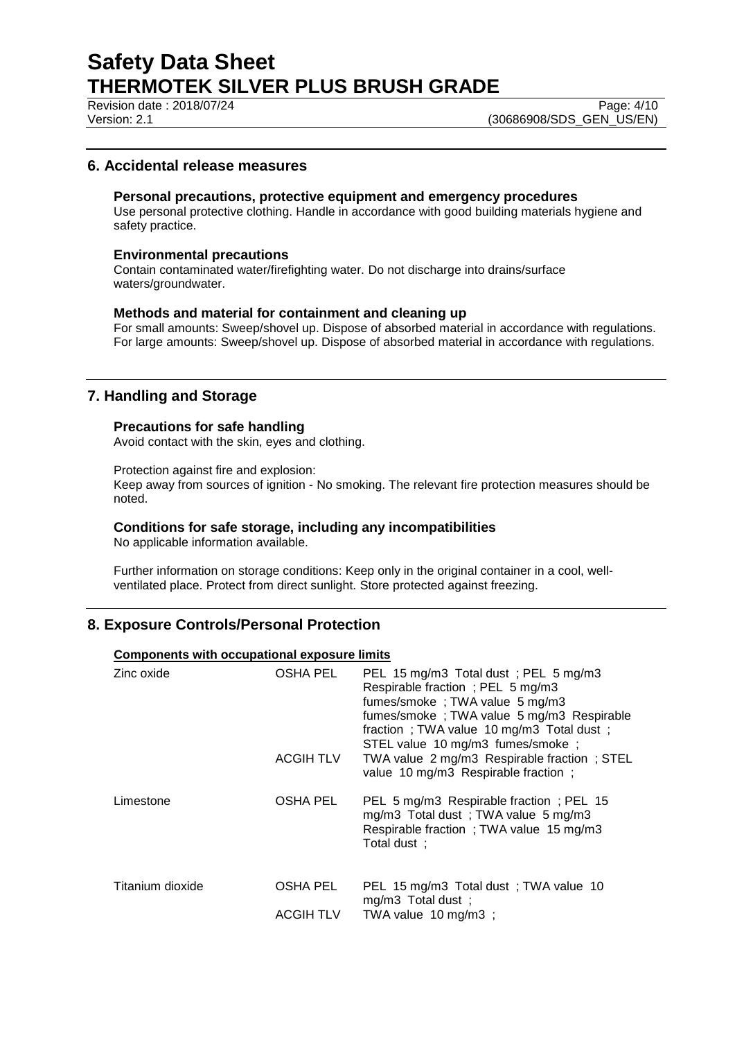## 6. Accidental release measures

### Personal precautions, protective equipment and emergency procedures

Use personal protective clothing. Handle in accordance with good building materials hygiene and safety practice.

### Environmental precautions

Contain contaminated water/firefighting water. Do not discharge into drains/surface waters/groundwater.

### Methods and material for containment and cleaning up

For small amounts: Sweep/shovel up. Dispose of absorbed material in accordance with regulations.
For large amounts: Sweep/shovel up. Dispose of absorbed material in accordance with regulations.

## 7. Handling and Storage

### Precautions for safe handling

Avoid contact with the skin, eyes and clothing.

Protection against fire and explosion:
Keep away from sources of ignition - No smoking. The relevant fire protection measures should be noted.

### Conditions for safe storage, including any incompatibilities

No applicable information available.

Further information on storage conditions: Keep only in the original container in a cool, well-ventilated place. Protect from direct sunlight. Store protected against freezing.

## 8. Exposure Controls/Personal Protection

**Components with occupational exposure limits**

| Component | Source | Limits |
|---|---|---|
| Zinc oxide | OSHA PEL | PEL 15 mg/m3 Total dust ; PEL 5 mg/m3 Respirable fraction ; PEL 5 mg/m3 fumes/smoke ; TWA value 5 mg/m3 fumes/smoke ; TWA value 5 mg/m3 Respirable fraction ; TWA value 10 mg/m3 Total dust ; STEL value 10 mg/m3 fumes/smoke ; |
| | ACGIH TLV | TWA value 2 mg/m3 Respirable fraction ; STEL value 10 mg/m3 Respirable fraction ; |
| Limestone | OSHA PEL | PEL 5 mg/m3 Respirable fraction ; PEL 15 mg/m3 Total dust ; TWA value 5 mg/m3 Respirable fraction ; TWA value 15 mg/m3 Total dust ; |
| Titanium dioxide | OSHA PEL | PEL 15 mg/m3 Total dust ; TWA value 10 mg/m3 Total dust ; |
| | ACGIH TLV | TWA value 10 mg/m3 ; |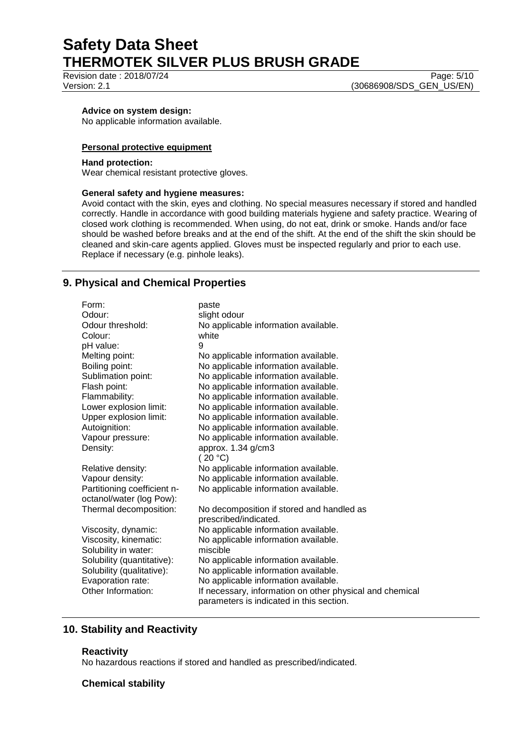**Advice on system design:**
No applicable information available.

**Personal protective equipment**

**Hand protection:**
Wear chemical resistant protective gloves.

**General safety and hygiene measures:**
Avoid contact with the skin, eyes and clothing. No special measures necessary if stored and handled correctly. Handle in accordance with good building materials hygiene and safety practice. Wearing of closed work clothing is recommended. When using, do not eat, drink or smoke. Hands and/or face should be washed before breaks and at the end of the shift. At the end of the shift the skin should be cleaned and skin-care agents applied. Gloves must be inspected regularly and prior to each use. Replace if necessary (e.g. pinhole leaks).

## 9. Physical and Chemical Properties

| | |
|---|---|
| Form: | paste |
| Odour: | slight odour |
| Odour threshold: | No applicable information available. |
| Colour: | white |
| pH value: | 9 |
| Melting point: | No applicable information available. |
| Boiling point: | No applicable information available. |
| Sublimation point: | No applicable information available. |
| Flash point: | No applicable information available. |
| Flammability: | No applicable information available. |
| Lower explosion limit: | No applicable information available. |
| Upper explosion limit: | No applicable information available. |
| Autoignition: | No applicable information available. |
| Vapour pressure: | No applicable information available. |
| Density: | approx. 1.34 g/cm3 ( 20 °C) |
| Relative density: | No applicable information available. |
| Vapour density: | No applicable information available. |
| Partitioning coefficient n-octanol/water (log Pow): | No applicable information available. |
| Thermal decomposition: | No decomposition if stored and handled as prescribed/indicated. |
| Viscosity, dynamic: | No applicable information available. |
| Viscosity, kinematic: | No applicable information available. |
| Solubility in water: | miscible |
| Solubility (quantitative): | No applicable information available. |
| Solubility (qualitative): | No applicable information available. |
| Evaporation rate: | No applicable information available. |
| Other Information: | If necessary, information on other physical and chemical parameters is indicated in this section. |

## 10. Stability and Reactivity

### Reactivity

No hazardous reactions if stored and handled as prescribed/indicated.

### Chemical stability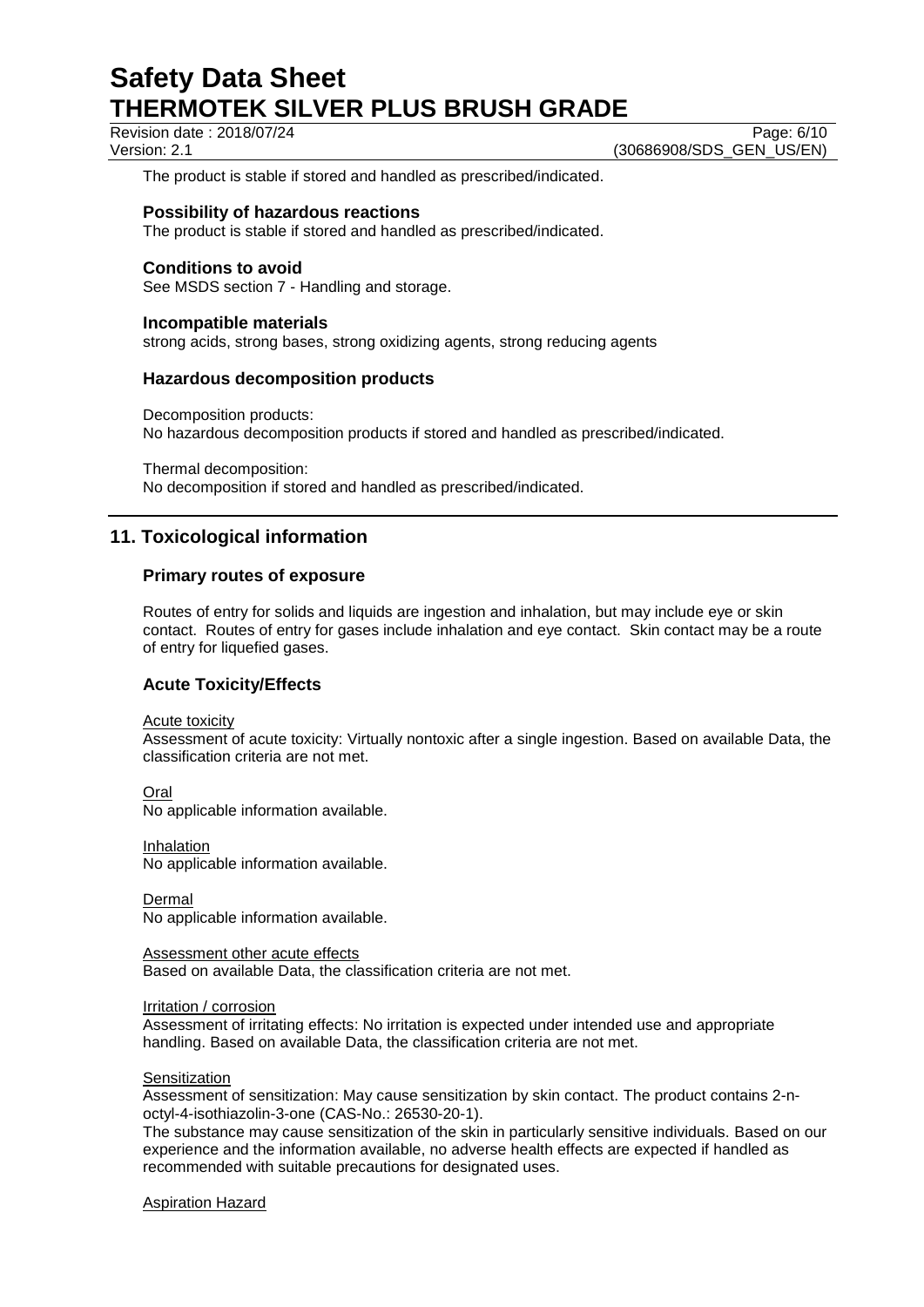The product is stable if stored and handled as prescribed/indicated.

### Possibility of hazardous reactions

The product is stable if stored and handled as prescribed/indicated.

### Conditions to avoid

See MSDS section 7 - Handling and storage.

### Incompatible materials

strong acids, strong bases, strong oxidizing agents, strong reducing agents

### Hazardous decomposition products

Decomposition products:
No hazardous decomposition products if stored and handled as prescribed/indicated.

Thermal decomposition:
No decomposition if stored and handled as prescribed/indicated.

## 11. Toxicological information

### Primary routes of exposure

Routes of entry for solids and liquids are ingestion and inhalation, but may include eye or skin contact. Routes of entry for gases include inhalation and eye contact. Skin contact may be a route of entry for liquefied gases.

### Acute Toxicity/Effects

Acute toxicity
Assessment of acute toxicity: Virtually nontoxic after a single ingestion. Based on available Data, the classification criteria are not met.

Oral
No applicable information available.

Inhalation
No applicable information available.

Dermal
No applicable information available.

Assessment other acute effects
Based on available Data, the classification criteria are not met.

Irritation / corrosion
Assessment of irritating effects: No irritation is expected under intended use and appropriate handling. Based on available Data, the classification criteria are not met.

Sensitization
Assessment of sensitization: May cause sensitization by skin contact. The product contains 2-n-octyl-4-isothiazolin-3-one (CAS-No.: 26530-20-1).
The substance may cause sensitization of the skin in particularly sensitive individuals. Based on our experience and the information available, no adverse health effects are expected if handled as recommended with suitable precautions for designated uses.

Aspiration Hazard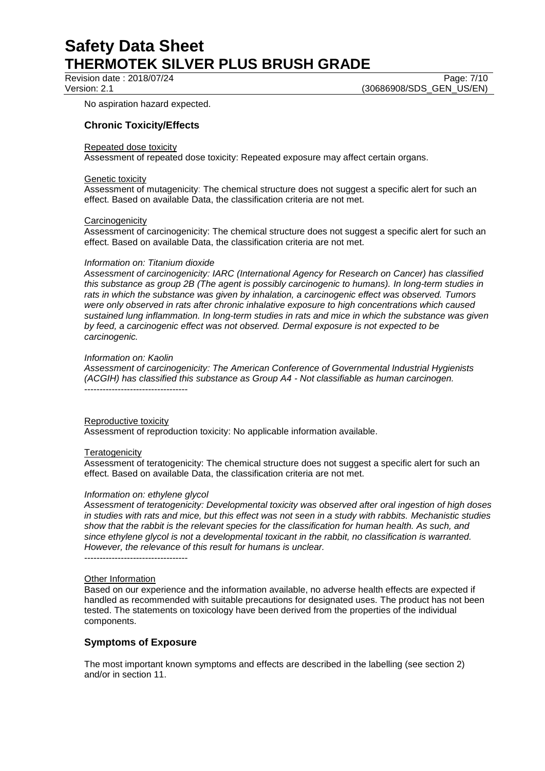No aspiration hazard expected.

## Chronic Toxicity/Effects

Repeated dose toxicity
Assessment of repeated dose toxicity: Repeated exposure may affect certain organs.

Genetic toxicity
Assessment of mutagenicity: The chemical structure does not suggest a specific alert for such an effect. Based on available Data, the classification criteria are not met.

Carcinogenicity
Assessment of carcinogenicity: The chemical structure does not suggest a specific alert for such an effect. Based on available Data, the classification criteria are not met.

*Information on: Titanium dioxide*
*Assessment of carcinogenicity: IARC (International Agency for Research on Cancer) has classified this substance as group 2B (The agent is possibly carcinogenic to humans). In long-term studies in rats in which the substance was given by inhalation, a carcinogenic effect was observed. Tumors were only observed in rats after chronic inhalative exposure to high concentrations which caused sustained lung inflammation. In long-term studies in rats and mice in which the substance was given by feed, a carcinogenic effect was not observed. Dermal exposure is not expected to be carcinogenic.*

*Information on: Kaolin*
*Assessment of carcinogenicity: The American Conference of Governmental Industrial Hygienists (ACGIH) has classified this substance as Group A4 - Not classifiable as human carcinogen.*
----------------------------------

Reproductive toxicity
Assessment of reproduction toxicity: No applicable information available.

Teratogenicity
Assessment of teratogenicity: The chemical structure does not suggest a specific alert for such an effect. Based on available Data, the classification criteria are not met.

*Information on: ethylene glycol*
*Assessment of teratogenicity: Developmental toxicity was observed after oral ingestion of high doses in studies with rats and mice, but this effect was not seen in a study with rabbits. Mechanistic studies show that the rabbit is the relevant species for the classification for human health. As such, and since ethylene glycol is not a developmental toxicant in the rabbit, no classification is warranted. However, the relevance of this result for humans is unclear.*
----------------------------------

Other Information
Based on our experience and the information available, no adverse health effects are expected if handled as recommended with suitable precautions for designated uses. The product has not been tested. The statements on toxicology have been derived from the properties of the individual components.

## Symptoms of Exposure

The most important known symptoms and effects are described in the labelling (see section 2) and/or in section 11.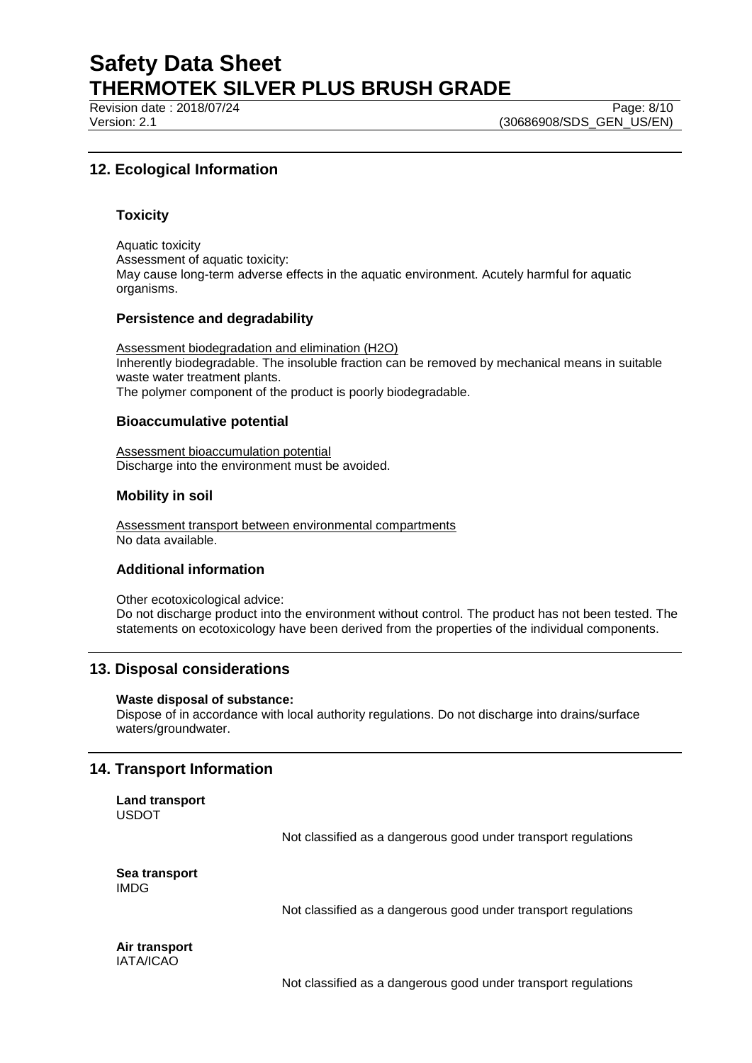## 12. Ecological Information

### Toxicity

Aquatic toxicity
Assessment of aquatic toxicity:
May cause long-term adverse effects in the aquatic environment. Acutely harmful for aquatic organisms.

### Persistence and degradability

Assessment biodegradation and elimination ($H_2O$)
Inherently biodegradable. The insoluble fraction can be removed by mechanical means in suitable waste water treatment plants.
The polymer component of the product is poorly biodegradable.

### Bioaccumulative potential

Assessment bioaccumulation potential
Discharge into the environment must be avoided.

### Mobility in soil

Assessment transport between environmental compartments
No data available.

### Additional information

Other ecotoxicological advice:
Do not discharge product into the environment without control. The product has not been tested. The statements on ecotoxicology have been derived from the properties of the individual components.

## 13. Disposal considerations

**Waste disposal of substance:**
Dispose of in accordance with local authority regulations. Do not discharge into drains/surface waters/groundwater.

## 14. Transport Information

**Land transport**
USDOT

Not classified as a dangerous good under transport regulations

**Sea transport**
IMDG

Not classified as a dangerous good under transport regulations

**Air transport**
IATA/ICAO

Not classified as a dangerous good under transport regulations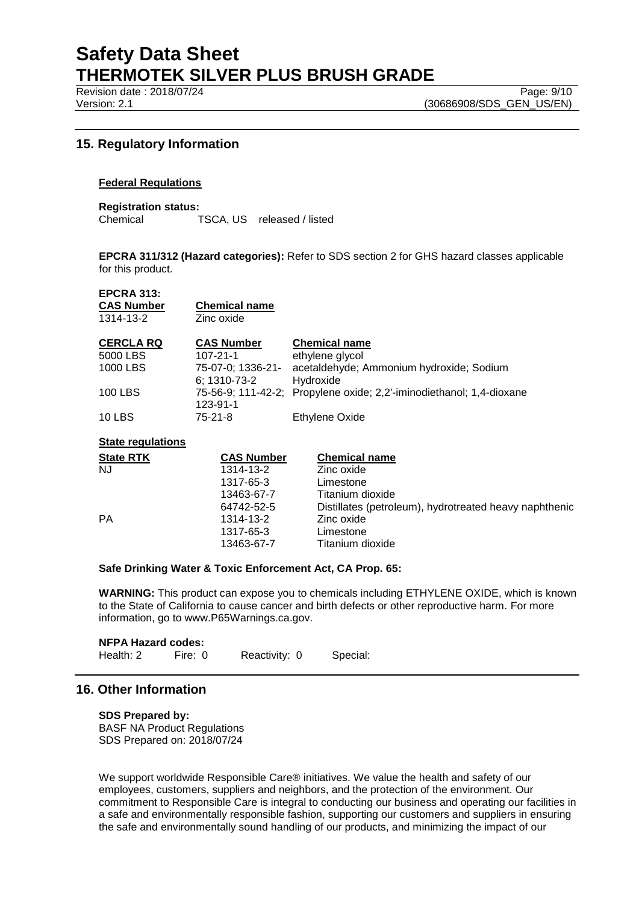## 15. Regulatory Information

**Federal Regulations**

**Registration status:**

Chemical TSCA, US released / listed

**EPCRA 311/312 (Hazard categories):** Refer to SDS section 2 for GHS hazard classes applicable for this product.

**EPCRA 313:**

| CAS Number | Chemical name |
| --- | --- |
| 1314-13-2 | Zinc oxide |

| CERCLA RQ | CAS Number | Chemical name |
| --- | --- | --- |
| 5000 LBS | 107-21-1 | ethylene glycol |
| 1000 LBS | 75-07-0; 1336-21-6; 1310-73-2 | acetaldehyde; Ammonium hydroxide; Sodium Hydroxide |
| 100 LBS | 75-56-9; 111-42-2; 123-91-1 | Propylene oxide; 2,2'-iminodiethanol; 1,4-dioxane |
| 10 LBS | 75-21-8 | Ethylene Oxide |

**State regulations**

| State RTK | CAS Number | Chemical name |
| --- | --- | --- |
| NJ | 1314-13-2 | Zinc oxide |
| | 1317-65-3 | Limestone |
| | 13463-67-7 | Titanium dioxide |
| | 64742-52-5 | Distillates (petroleum), hydrotreated heavy naphthenic |
| PA | 1314-13-2 | Zinc oxide |
| | 1317-65-3 | Limestone |
| | 13463-67-7 | Titanium dioxide |

**Safe Drinking Water & Toxic Enforcement Act, CA Prop. 65:**

**WARNING:** This product can expose you to chemicals including ETHYLENE OXIDE, which is known to the State of California to cause cancer and birth defects or other reproductive harm. For more information, go to www.P65Warnings.ca.gov.

**NFPA Hazard codes:**

Health: 2 Fire: 0 Reactivity: 0 Special:

## 16. Other Information

**SDS Prepared by:**

BASF NA Product Regulations

SDS Prepared on: 2018/07/24

We support worldwide Responsible Care® initiatives. We value the health and safety of our employees, customers, suppliers and neighbors, and the protection of the environment. Our commitment to Responsible Care is integral to conducting our business and operating our facilities in a safe and environmentally responsible fashion, supporting our customers and suppliers in ensuring the safe and environmentally sound handling of our products, and minimizing the impact of our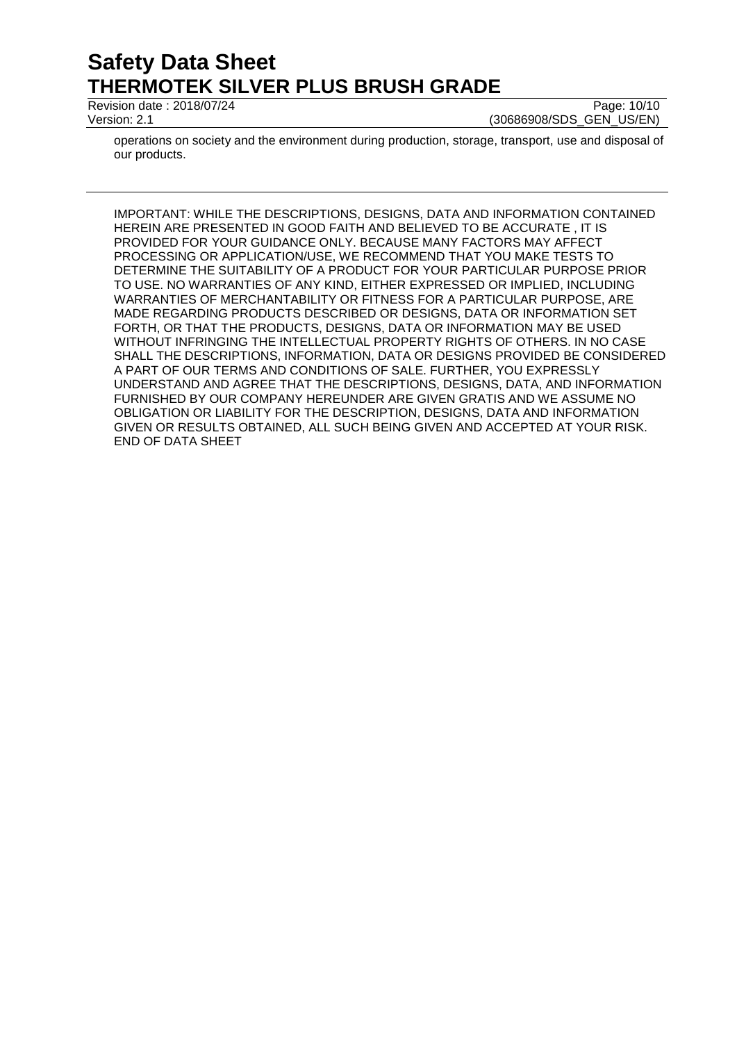operations on society and the environment during production, storage, transport, use and disposal of our products.

---

IMPORTANT: WHILE THE DESCRIPTIONS, DESIGNS, DATA AND INFORMATION CONTAINED HEREIN ARE PRESENTED IN GOOD FAITH AND BELIEVED TO BE ACCURATE , IT IS PROVIDED FOR YOUR GUIDANCE ONLY. BECAUSE MANY FACTORS MAY AFFECT PROCESSING OR APPLICATION/USE, WE RECOMMEND THAT YOU MAKE TESTS TO DETERMINE THE SUITABILITY OF A PRODUCT FOR YOUR PARTICULAR PURPOSE PRIOR TO USE. NO WARRANTIES OF ANY KIND, EITHER EXPRESSED OR IMPLIED, INCLUDING WARRANTIES OF MERCHANTABILITY OR FITNESS FOR A PARTICULAR PURPOSE, ARE MADE REGARDING PRODUCTS DESCRIBED OR DESIGNS, DATA OR INFORMATION SET FORTH, OR THAT THE PRODUCTS, DESIGNS, DATA OR INFORMATION MAY BE USED WITHOUT INFRINGING THE INTELLECTUAL PROPERTY RIGHTS OF OTHERS. IN NO CASE SHALL THE DESCRIPTIONS, INFORMATION, DATA OR DESIGNS PROVIDED BE CONSIDERED A PART OF OUR TERMS AND CONDITIONS OF SALE. FURTHER, YOU EXPRESSLY UNDERSTAND AND AGREE THAT THE DESCRIPTIONS, DESIGNS, DATA, AND INFORMATION FURNISHED BY OUR COMPANY HEREUNDER ARE GIVEN GRATIS AND WE ASSUME NO OBLIGATION OR LIABILITY FOR THE DESCRIPTION, DESIGNS, DATA AND INFORMATION GIVEN OR RESULTS OBTAINED, ALL SUCH BEING GIVEN AND ACCEPTED AT YOUR RISK.
END OF DATA SHEET